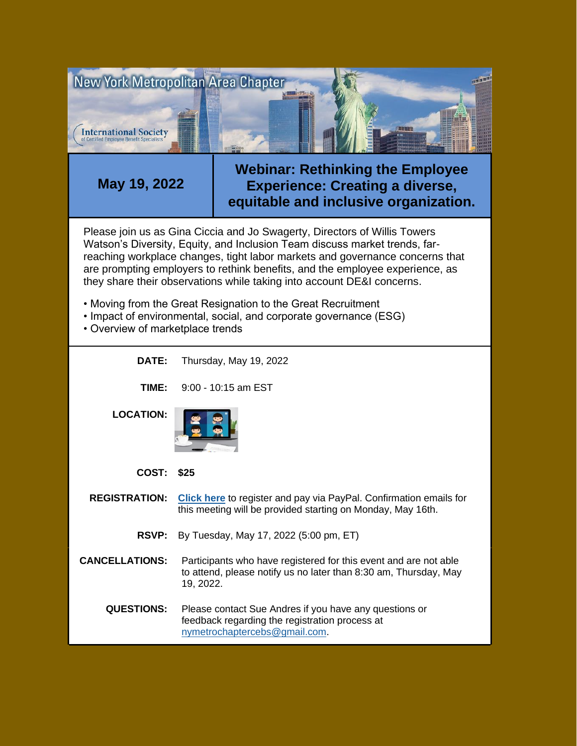New York Metropolitan Area Chapter

International Society of Certified Employee Benefit Specialists

| May 19, 2022 | Webinar: Rethinking the Employee Experience: Creating a diverse, equitable and inclusive organization. |
| --- | --- |

Please join us as Gina Ciccia and Jo Swagerty, Directors of Willis Towers Watson's Diversity, Equity, and Inclusion Team discuss market trends, far-reaching workplace changes, tight labor markets and governance concerns that are prompting employers to rethink benefits, and the employee experience, as they share their observations while taking into account DE&I concerns.

- Moving from the Great Resignation to the Great Recruitment
- Impact of environmental, social, and corporate governance (ESG)
- Overview of marketplace trends

**DATE:** Thursday, May 19, 2022

**TIME:** 9:00 - 10:15 am EST

**LOCATION:**

**COST:** **$25**

**REGISTRATION:** **Click here** to register and pay via PayPal. Confirmation emails for this meeting will be provided starting on Monday, May 16th.

**RSVP:** By Tuesday, May 17, 2022 (5:00 pm, ET)

**CANCELLATIONS:** Participants who have registered for this event and are not able to attend, please notify us no later than 8:30 am, Thursday, May 19, 2022.

**QUESTIONS:** Please contact Sue Andres if you have any questions or feedback regarding the registration process at nymetrochaptercebs@gmail.com.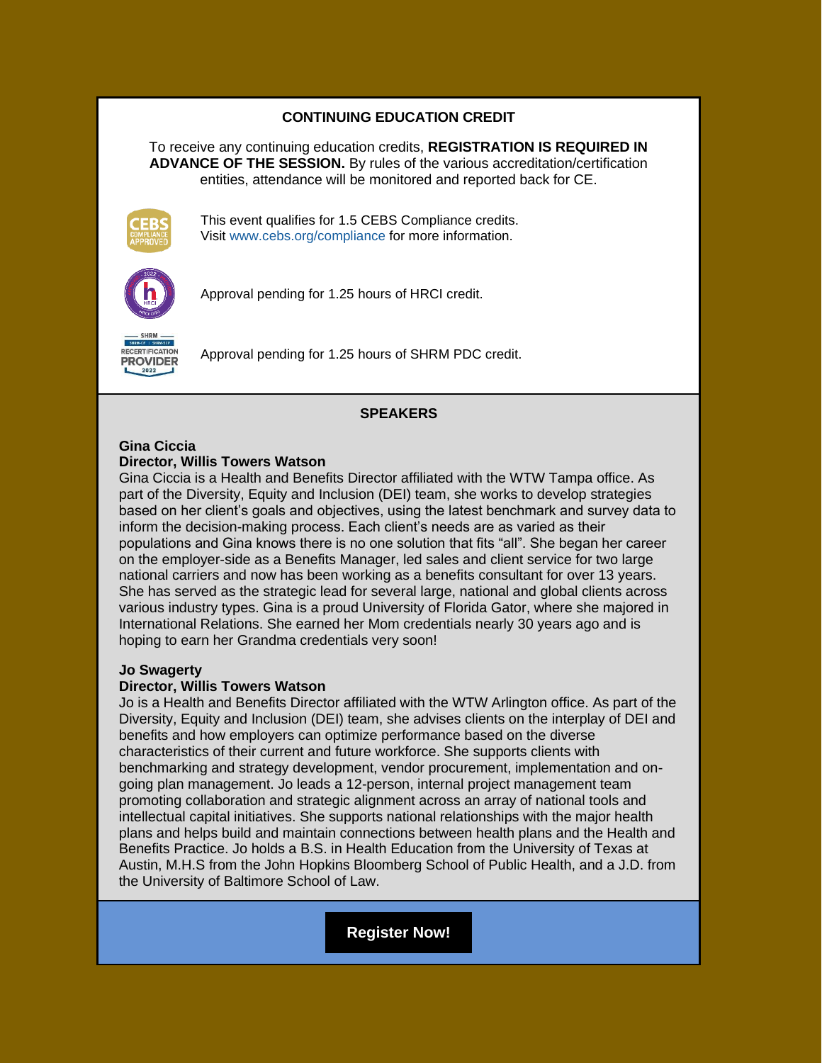## CONTINUING EDUCATION CREDIT

To receive any continuing education credits, **REGISTRATION IS REQUIRED IN ADVANCE OF THE SESSION.** By rules of the various accreditation/certification entities, attendance will be monitored and reported back for CE.

This event qualifies for 1.5 CEBS Compliance credits. Visit www.cebs.org/compliance for more information.

Approval pending for 1.25 hours of HRCI credit.

Approval pending for 1.25 hours of SHRM PDC credit.

## SPEAKERS

**Gina Ciccia**
**Director, Willis Towers Watson**
Gina Ciccia is a Health and Benefits Director affiliated with the WTW Tampa office. As part of the Diversity, Equity and Inclusion (DEI) team, she works to develop strategies based on her client's goals and objectives, using the latest benchmark and survey data to inform the decision-making process. Each client's needs are as varied as their populations and Gina knows there is no one solution that fits "all". She began her career on the employer-side as a Benefits Manager, led sales and client service for two large national carriers and now has been working as a benefits consultant for over 13 years. She has served as the strategic lead for several large, national and global clients across various industry types. Gina is a proud University of Florida Gator, where she majored in International Relations. She earned her Mom credentials nearly 30 years ago and is hoping to earn her Grandma credentials very soon!

**Jo Swagerty**
**Director, Willis Towers Watson**
Jo is a Health and Benefits Director affiliated with the WTW Arlington office. As part of the Diversity, Equity and Inclusion (DEI) team, she advises clients on the interplay of DEI and benefits and how employers can optimize performance based on the diverse characteristics of their current and future workforce. She supports clients with benchmarking and strategy development, vendor procurement, implementation and on-going plan management. Jo leads a 12-person, internal project management team promoting collaboration and strategic alignment across an array of national tools and intellectual capital initiatives. She supports national relationships with the major health plans and helps build and maintain connections between health plans and the Health and Benefits Practice. Jo holds a B.S. in Health Education from the University of Texas at Austin, M.H.S from the John Hopkins Bloomberg School of Public Health, and a J.D. from the University of Baltimore School of Law.

**Register Now!**